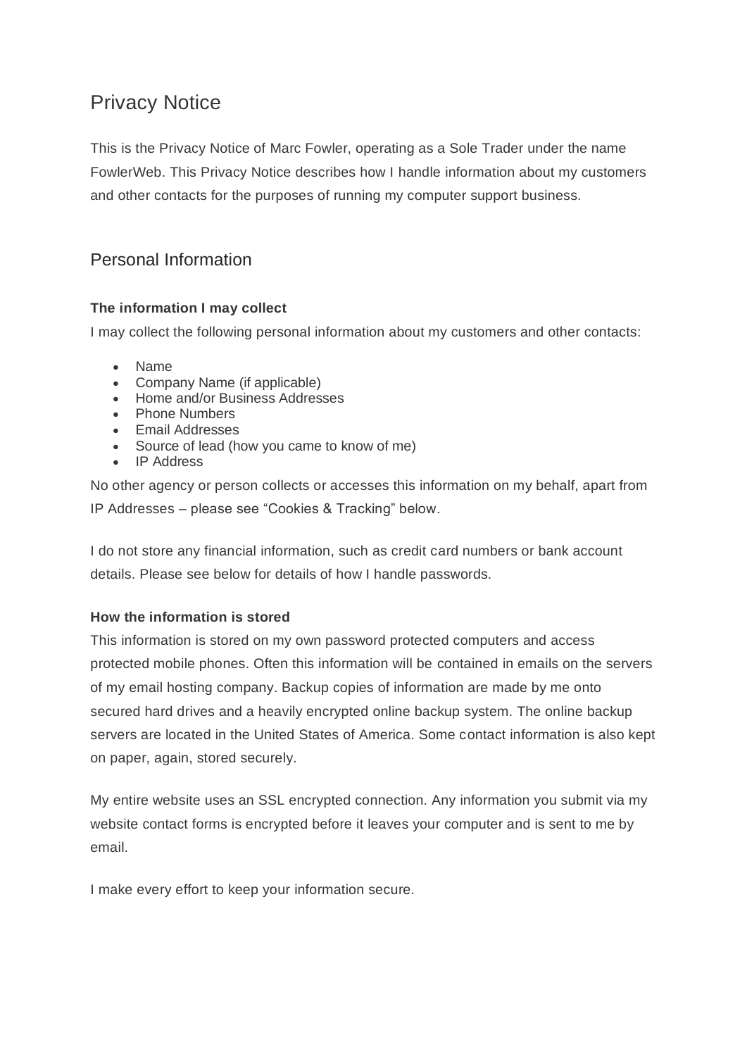# Privacy Notice

This is the Privacy Notice of Marc Fowler, operating as a Sole Trader under the name FowlerWeb. This Privacy Notice describes how I handle information about my customers and other contacts for the purposes of running my computer support business.

## Personal Information

**The information I may collect**

I may collect the following personal information about my customers and other contacts:

- Name
- Company Name (if applicable)
- Home and/or Business Addresses
- Phone Numbers
- Email Addresses
- Source of lead (how you came to know of me)
- IP Address

No other agency or person collects or accesses this information on my behalf, apart from IP Addresses – please see "Cookies & Tracking" below.

I do not store any financial information, such as credit card numbers or bank account details. Please see below for details of how I handle passwords.

**How the information is stored**

This information is stored on my own password protected computers and access protected mobile phones. Often this information will be contained in emails on the servers of my email hosting company. Backup copies of information are made by me onto secured hard drives and a heavily encrypted online backup system. The online backup servers are located in the United States of America. Some contact information is also kept on paper, again, stored securely.

My entire website uses an SSL encrypted connection. Any information you submit via my website contact forms is encrypted before it leaves your computer and is sent to me by email.

I make every effort to keep your information secure.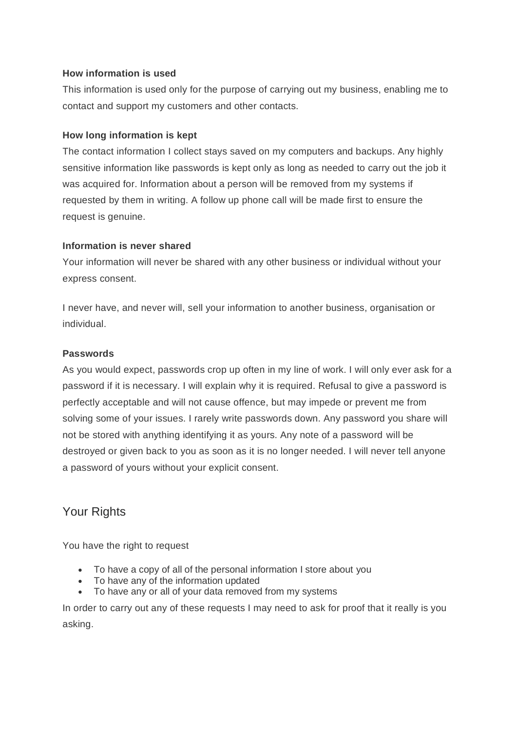**How information is used**

This information is used only for the purpose of carrying out my business, enabling me to contact and support my customers and other contacts.

**How long information is kept**

The contact information I collect stays saved on my computers and backups. Any highly sensitive information like passwords is kept only as long as needed to carry out the job it was acquired for. Information about a person will be removed from my systems if requested by them in writing. A follow up phone call will be made first to ensure the request is genuine.

**Information is never shared**

Your information will never be shared with any other business or individual without your express consent.

I never have, and never will, sell your information to another business, organisation or individual.

**Passwords**

As you would expect, passwords crop up often in my line of work. I will only ever ask for a password if it is necessary. I will explain why it is required. Refusal to give a password is perfectly acceptable and will not cause offence, but may impede or prevent me from solving some of your issues. I rarely write passwords down. Any password you share will not be stored with anything identifying it as yours. Any note of a password will be destroyed or given back to you as soon as it is no longer needed. I will never tell anyone a password of yours without your explicit consent.

## Your Rights

You have the right to request

- To have a copy of all of the personal information I store about you
- To have any of the information updated
- To have any or all of your data removed from my systems

In order to carry out any of these requests I may need to ask for proof that it really is you asking.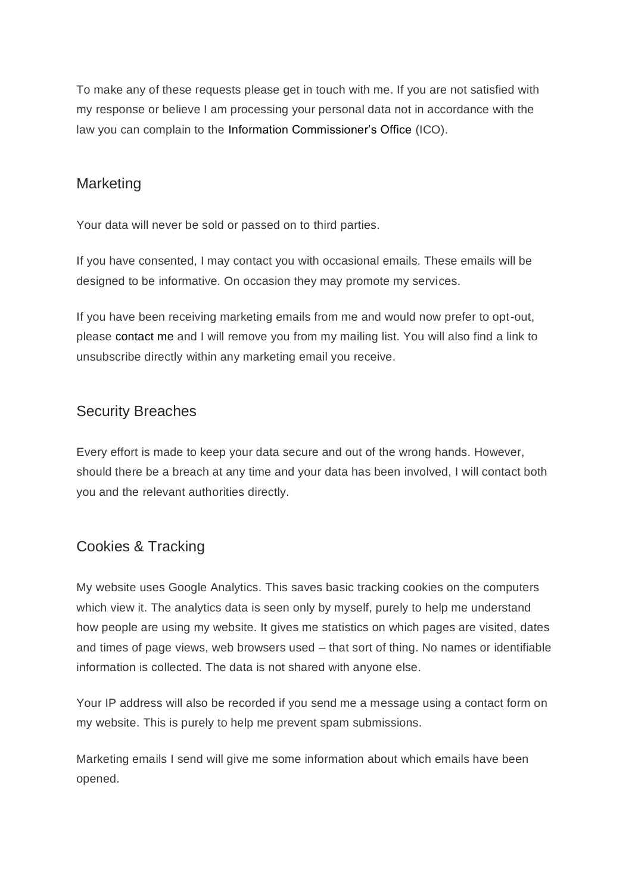To make any of these requests please get in touch with me. If you are not satisfied with my response or believe I am processing your personal data not in accordance with the law you can complain to the Information Commissioner's Office (ICO).

## Marketing

Your data will never be sold or passed on to third parties.

If you have consented, I may contact you with occasional emails. These emails will be designed to be informative. On occasion they may promote my services.

If you have been receiving marketing emails from me and would now prefer to opt-out, please contact me and I will remove you from my mailing list. You will also find a link to unsubscribe directly within any marketing email you receive.

## Security Breaches

Every effort is made to keep your data secure and out of the wrong hands. However, should there be a breach at any time and your data has been involved, I will contact both you and the relevant authorities directly.

## Cookies & Tracking

My website uses Google Analytics. This saves basic tracking cookies on the computers which view it. The analytics data is seen only by myself, purely to help me understand how people are using my website. It gives me statistics on which pages are visited, dates and times of page views, web browsers used – that sort of thing. No names or identifiable information is collected. The data is not shared with anyone else.

Your IP address will also be recorded if you send me a message using a contact form on my website. This is purely to help me prevent spam submissions.

Marketing emails I send will give me some information about which emails have been opened.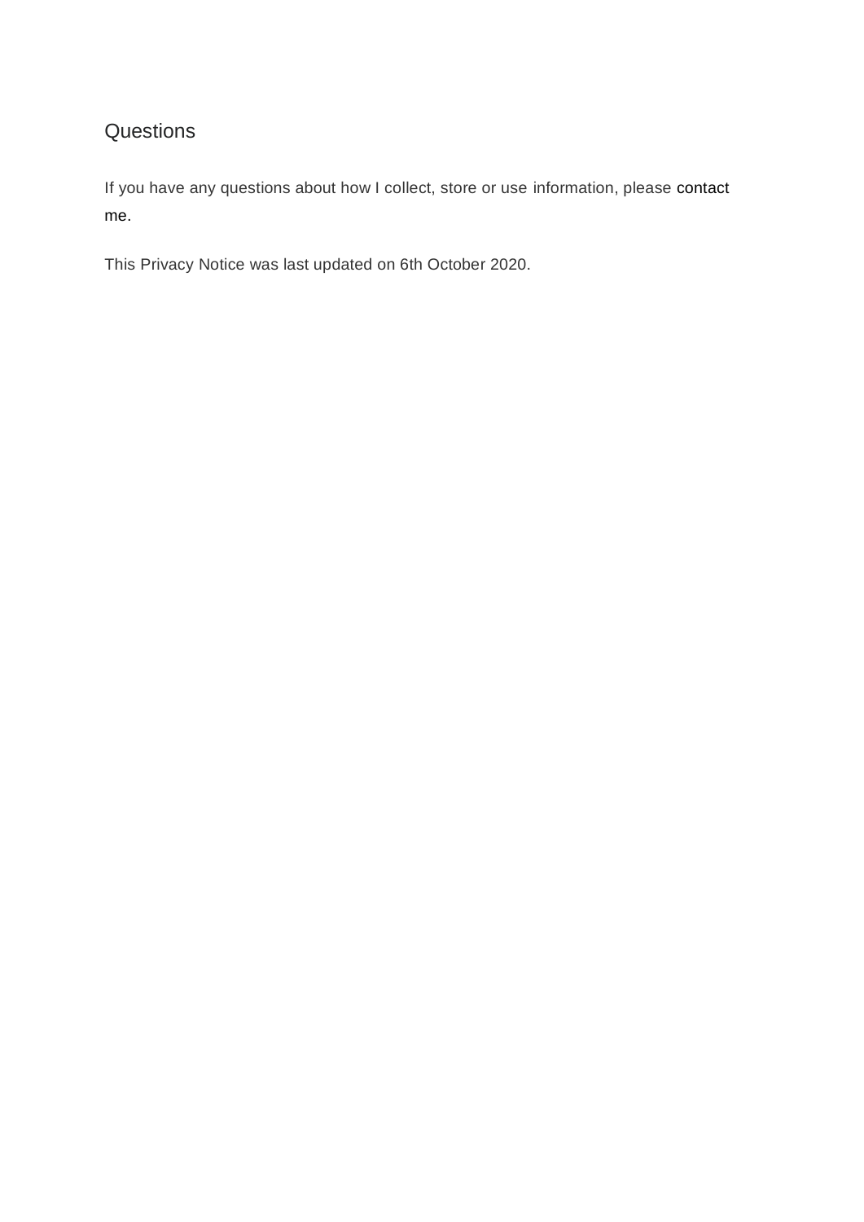## Questions

If you have any questions about how I collect, store or use information, please contact me.

This Privacy Notice was last updated on 6th October 2020.